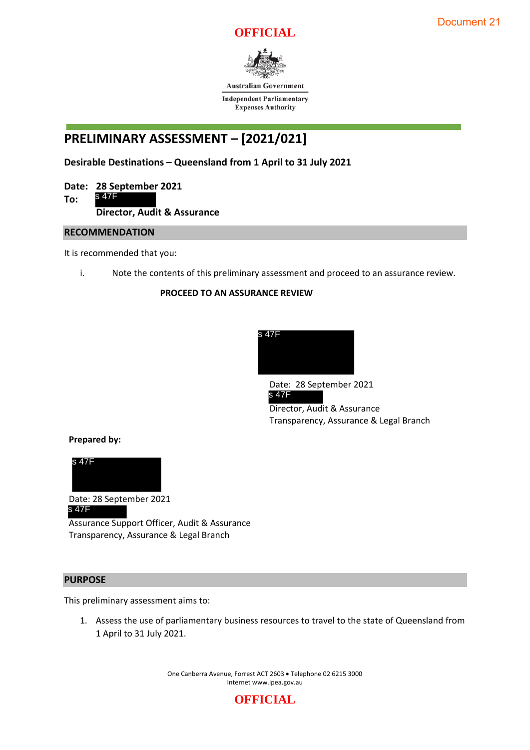Document 21

OFFICIAL

Australian Government

Independent Parliamentary Expenses Authority

# PRELIMINARY ASSESSMENT – [2021/021]

**Desirable Destinations – Queensland from 1 April to 31 July 2021**

**Date: 28 September 2021**

**To:** s 47F

**Director, Audit & Assurance**

## RECOMMENDATION

It is recommended that you:

i. Note the contents of this preliminary assessment and proceed to an assurance review.

**PROCEED TO AN ASSURANCE REVIEW**

s 47F

Date: 28 September 2021

s 47F

Director, Audit & Assurance

Transparency, Assurance & Legal Branch

**Prepared by:**

s 47F

Date: 28 September 2021

s 47F

Assurance Support Officer, Audit & Assurance

Transparency, Assurance & Legal Branch

## PURPOSE

This preliminary assessment aims to:

1. Assess the use of parliamentary business resources to travel to the state of Queensland from 1 April to 31 July 2021.

One Canberra Avenue, Forrest ACT 2603 • Telephone 02 6215 3000
Internet www.ipea.gov.au

OFFICIAL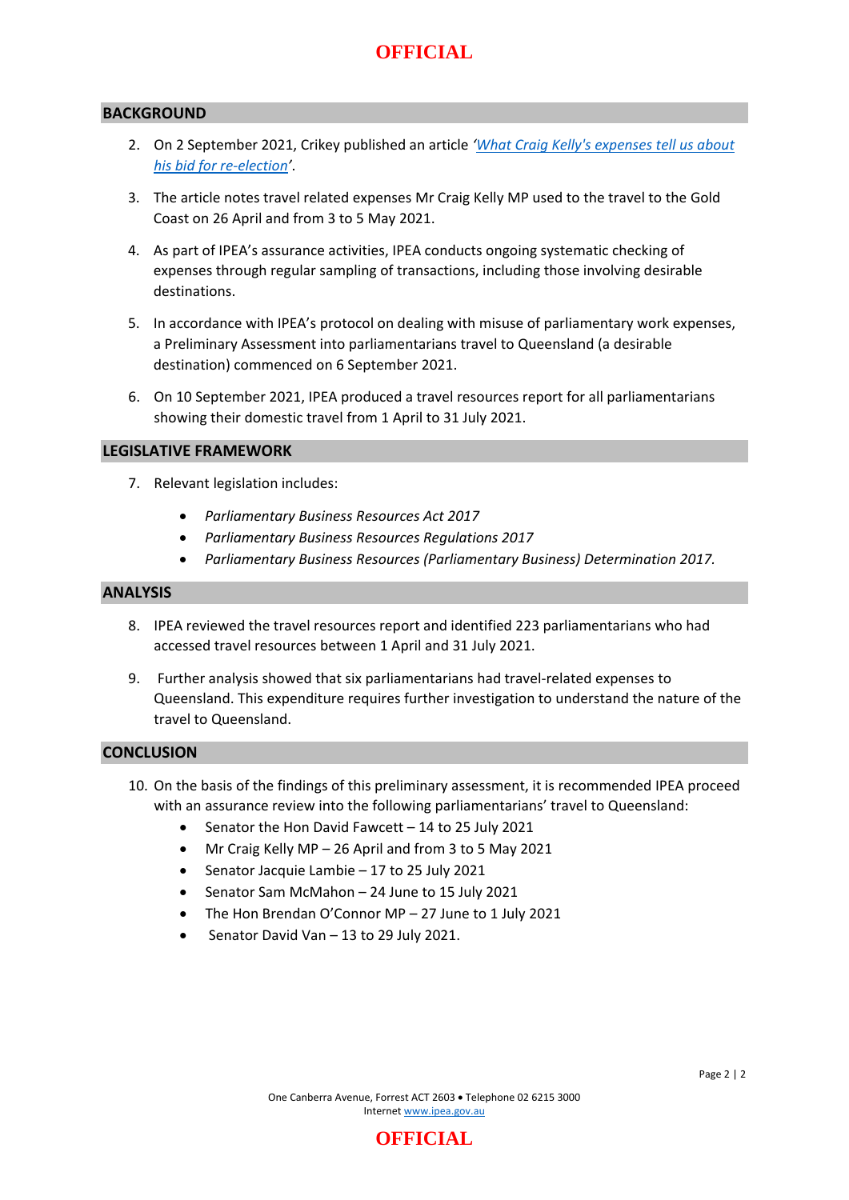## BACKGROUND

2. On 2 September 2021, Crikey published an article '*What Craig Kelly's expenses tell us about his bid for re-election*'.

3. The article notes travel related expenses Mr Craig Kelly MP used to the travel to the Gold Coast on 26 April and from 3 to 5 May 2021.

4. As part of IPEA's assurance activities, IPEA conducts ongoing systematic checking of expenses through regular sampling of transactions, including those involving desirable destinations.

5. In accordance with IPEA's protocol on dealing with misuse of parliamentary work expenses, a Preliminary Assessment into parliamentarians travel to Queensland (a desirable destination) commenced on 6 September 2021.

6. On 10 September 2021, IPEA produced a travel resources report for all parliamentarians showing their domestic travel from 1 April to 31 July 2021.

## LEGISLATIVE FRAMEWORK

7. Relevant legislation includes:

   - *Parliamentary Business Resources Act 2017*
   - *Parliamentary Business Resources Regulations 2017*
   - *Parliamentary Business Resources (Parliamentary Business) Determination 2017.*

## ANALYSIS

8. IPEA reviewed the travel resources report and identified 223 parliamentarians who had accessed travel resources between 1 April and 31 July 2021.

9. Further analysis showed that six parliamentarians had travel-related expenses to Queensland. This expenditure requires further investigation to understand the nature of the travel to Queensland.

## CONCLUSION

10. On the basis of the findings of this preliminary assessment, it is recommended IPEA proceed with an assurance review into the following parliamentarians' travel to Queensland:
    - Senator the Hon David Fawcett – 14 to 25 July 2021
    - Mr Craig Kelly MP – 26 April and from 3 to 5 May 2021
    - Senator Jacquie Lambie – 17 to 25 July 2021
    - Senator Sam McMahon – 24 June to 15 July 2021
    - The Hon Brendan O'Connor MP – 27 June to 1 July 2021
    - Senator David Van – 13 to 29 July 2021.